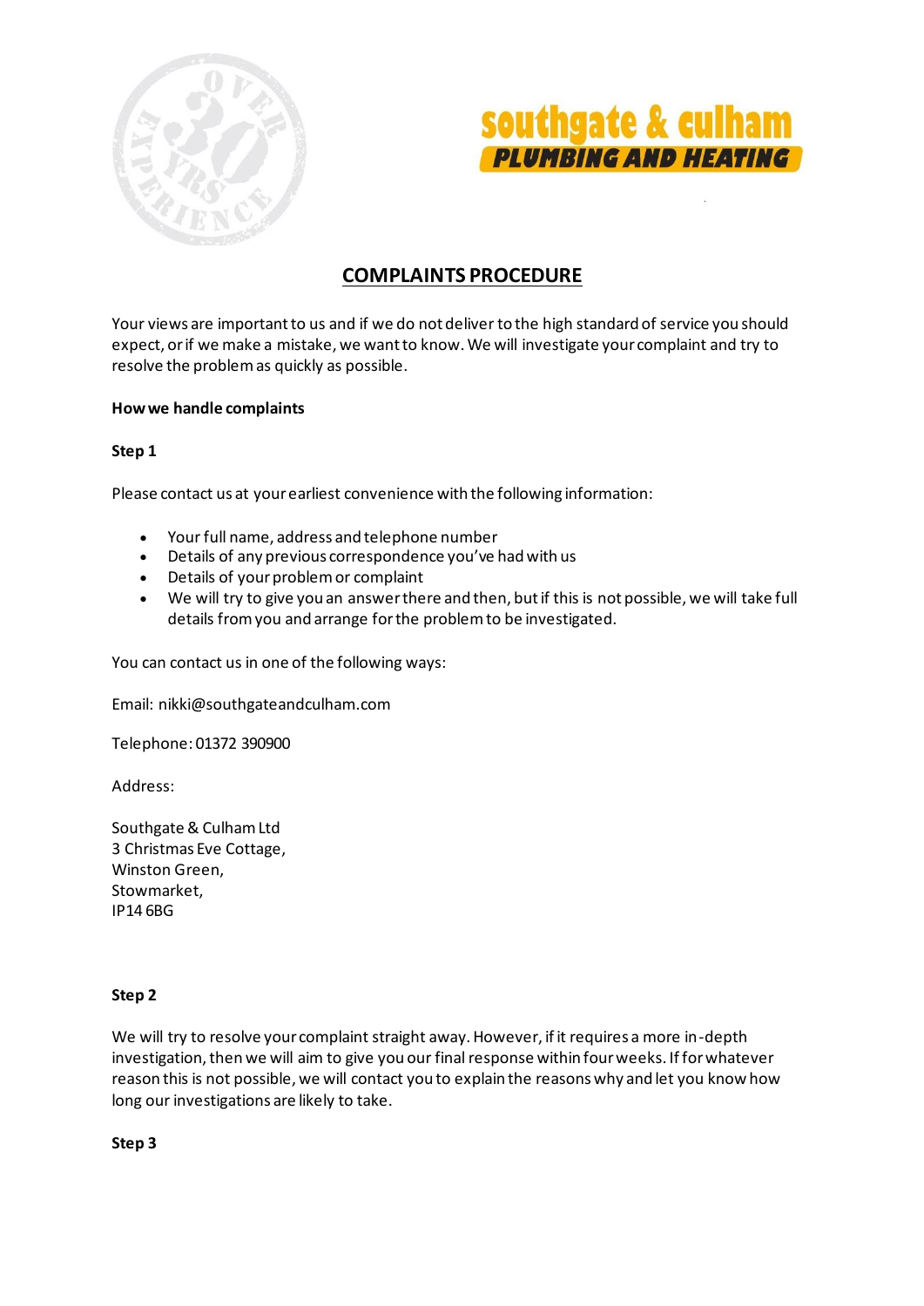southgate & culham

PLUMBING AND HEATING

# COMPLAINTS PROCEDURE

Your views are important to us and if we do not deliver to the high standard of service you should expect, or if we make a mistake, we want to know. We will investigate your complaint and try to resolve the problem as quickly as possible.

**How we handle complaints**

**Step 1**

Please contact us at your earliest convenience with the following information:

- Your full name, address and telephone number
- Details of any previous correspondence you've had with us
- Details of your problem or complaint
- We will try to give you an answer there and then, but if this is not possible, we will take full details from you and arrange for the problem to be investigated.

You can contact us in one of the following ways:

Email: nikki@southgateandculham.com

Telephone: 01372 390900

Address:

Southgate & Culham Ltd
3 Christmas Eve Cottage,
Winston Green,
Stowmarket,
IP14 6BG

**Step 2**

We will try to resolve your complaint straight away. However, if it requires a more in-depth investigation, then we will aim to give you our final response within four weeks. If for whatever reason this is not possible, we will contact you to explain the reasons why and let you know how long our investigations are likely to take.

**Step 3**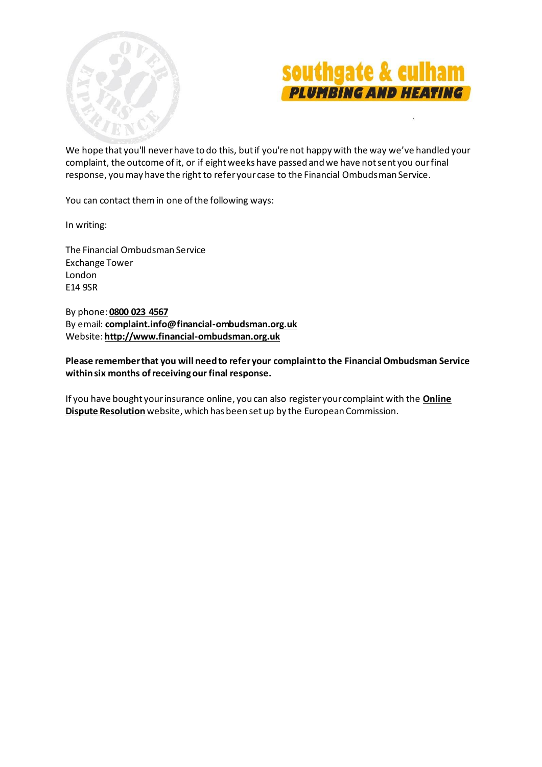We hope that you'll never have to do this, but if you're not happy with the way we've handled your complaint, the outcome of it, or if eight weeks have passed and we have not sent you our final response, you may have the right to refer your case to the Financial Ombudsman Service.

You can contact them in one of the following ways:

In writing:

The Financial Ombudsman Service  
Exchange Tower  
London  
E14 9SR

By phone: **0800 023 4567**  
By email: **complaint.info@financial-ombudsman.org.uk**  
Website: **http://www.financial-ombudsman.org.uk**

**Please remember that you will need to refer your complaint to the Financial Ombudsman Service within six months of receiving our final response.**

If you have bought your insurance online, you can also register your complaint with the **Online Dispute Resolution** website, which has been set up by the European Commission.